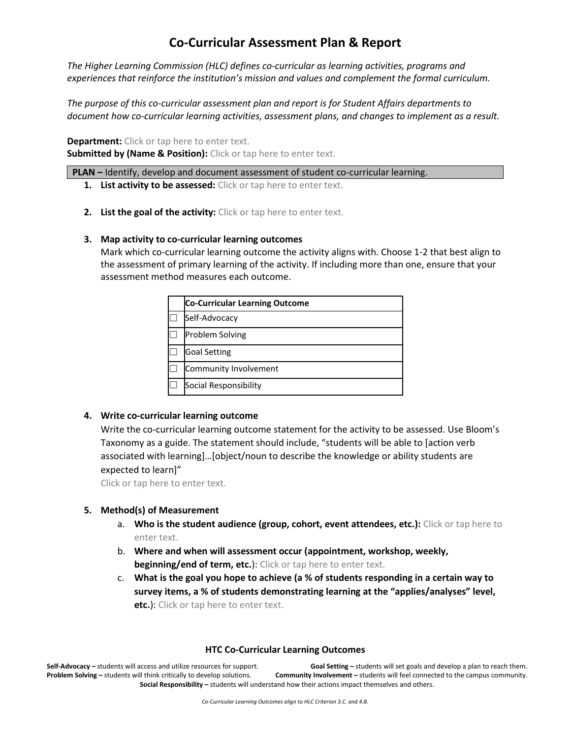# Co-Curricular Assessment Plan & Report

*The Higher Learning Commission (HLC) defines co-curricular as learning activities, programs and experiences that reinforce the institution's mission and values and complement the formal curriculum.*

*The purpose of this co-curricular assessment plan and report is for Student Affairs departments to document how co-curricular learning activities, assessment plans, and changes to implement as a result.*

**Department:** Click or tap here to enter text.
**Submitted by (Name & Position):** Click or tap here to enter text.

**PLAN –** Identify, develop and document assessment of student co-curricular learning.

1. **List activity to be assessed:** Click or tap here to enter text.

2. **List the goal of the activity:** Click or tap here to enter text.

3. **Map activity to co-curricular learning outcomes**
   Mark which co-curricular learning outcome the activity aligns with. Choose 1-2 that best align to the assessment of primary learning of the activity. If including more than one, ensure that your assessment method measures each outcome.

| | Co-Curricular Learning Outcome |
|---|---|
| ☐ | Self-Advocacy |
| ☐ | Problem Solving |
| ☐ | Goal Setting |
| ☐ | Community Involvement |
| ☐ | Social Responsibility |

4. **Write co-curricular learning outcome**
   Write the co-curricular learning outcome statement for the activity to be assessed. Use Bloom's Taxonomy as a guide. The statement should include, "students will be able to [action verb associated with learning]…[object/noun to describe the knowledge or ability students are expected to learn]"
   Click or tap here to enter text.

5. **Method(s) of Measurement**
   a. **Who is the student audience (group, cohort, event attendees, etc.):** Click or tap here to enter text.
   b. **Where and when will assessment occur (appointment, workshop, weekly, beginning/end of term, etc.**): Click or tap here to enter text.
   c. **What is the goal you hope to achieve (a % of students responding in a certain way to survey items, a % of students demonstrating learning at the "applies/analyses" level, etc.**): Click or tap here to enter text.

**HTC Co-Curricular Learning Outcomes**

**Self-Advocacy –** students will access and utilize resources for support.
**Goal Setting –** students will set goals and develop a plan to reach them.
**Problem Solving –** students will think critically to develop solutions.
**Community Involvement –** students will feel connected to the campus community.
**Social Responsibility –** students will understand how their actions impact themselves and others.

*Co-Curricular Learning Outcomes align to HLC Criterion 3.C. and 4.B.*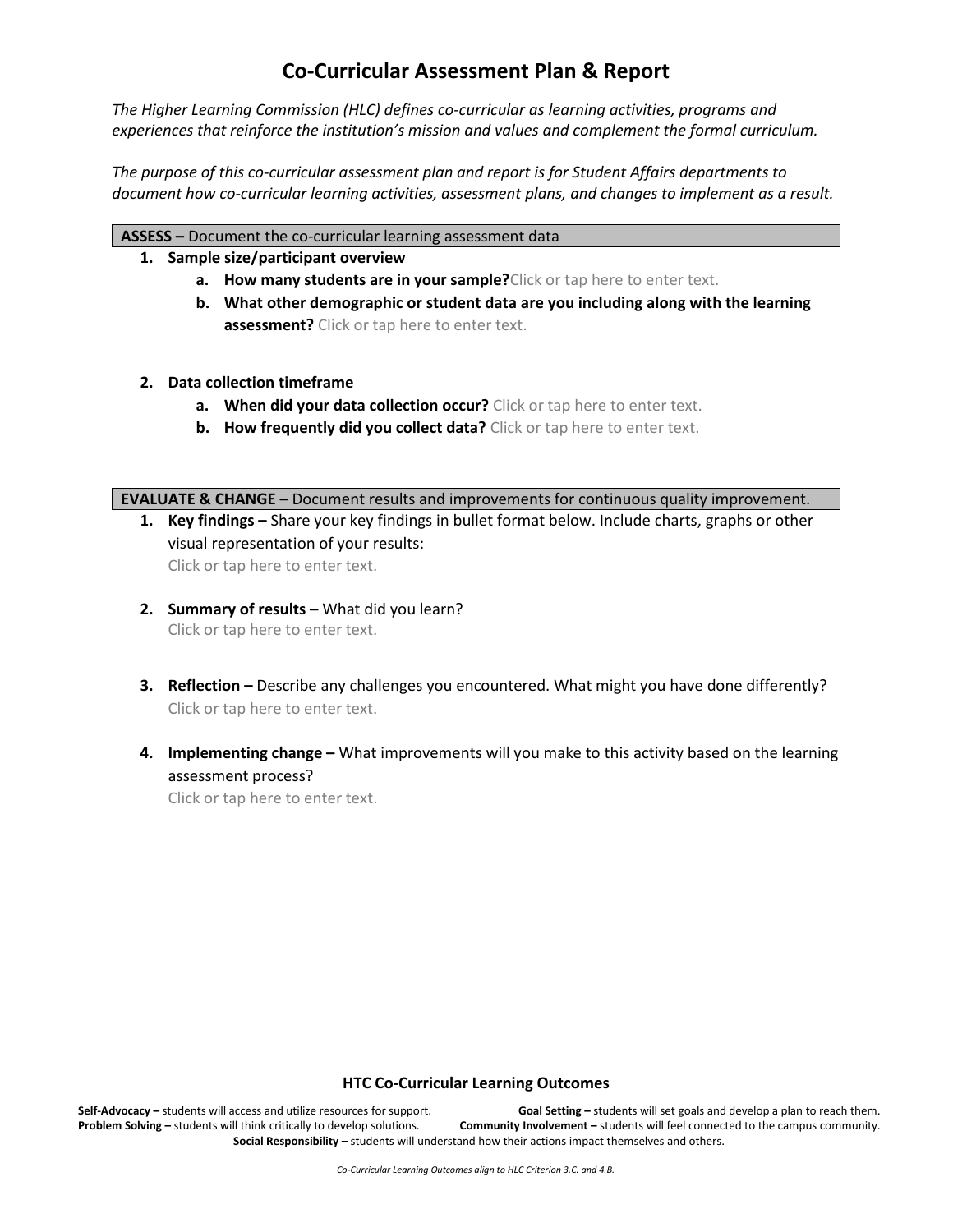# Co-Curricular Assessment Plan & Report

*The Higher Learning Commission (HLC) defines co-curricular as learning activities, programs and experiences that reinforce the institution's mission and values and complement the formal curriculum.*

*The purpose of this co-curricular assessment plan and report is for Student Affairs departments to document how co-curricular learning activities, assessment plans, and changes to implement as a result.*

**ASSESS –** Document the co-curricular learning assessment data

1. **Sample size/participant overview**
   a. **How many students are in your sample?** Click or tap here to enter text.
   b. **What other demographic or student data are you including along with the learning assessment?** Click or tap here to enter text.

2. **Data collection timeframe**
   a. **When did your data collection occur?** Click or tap here to enter text.
   b. **How frequently did you collect data?** Click or tap here to enter text.

**EVALUATE & CHANGE –** Document results and improvements for continuous quality improvement.

1. **Key findings –** Share your key findings in bullet format below. Include charts, graphs or other visual representation of your results:
   Click or tap here to enter text.

2. **Summary of results –** What did you learn?
   Click or tap here to enter text.

3. **Reflection –** Describe any challenges you encountered. What might you have done differently?
   Click or tap here to enter text.

4. **Implementing change –** What improvements will you make to this activity based on the learning assessment process?
   Click or tap here to enter text.

### HTC Co-Curricular Learning Outcomes

**Self-Advocacy –** students will access and utilize resources for support.
**Goal Setting –** students will set goals and develop a plan to reach them.
**Problem Solving –** students will think critically to develop solutions.
**Community Involvement –** students will feel connected to the campus community.
**Social Responsibility –** students will understand how their actions impact themselves and others.

*Co-Curricular Learning Outcomes align to HLC Criterion 3.C. and 4.B.*